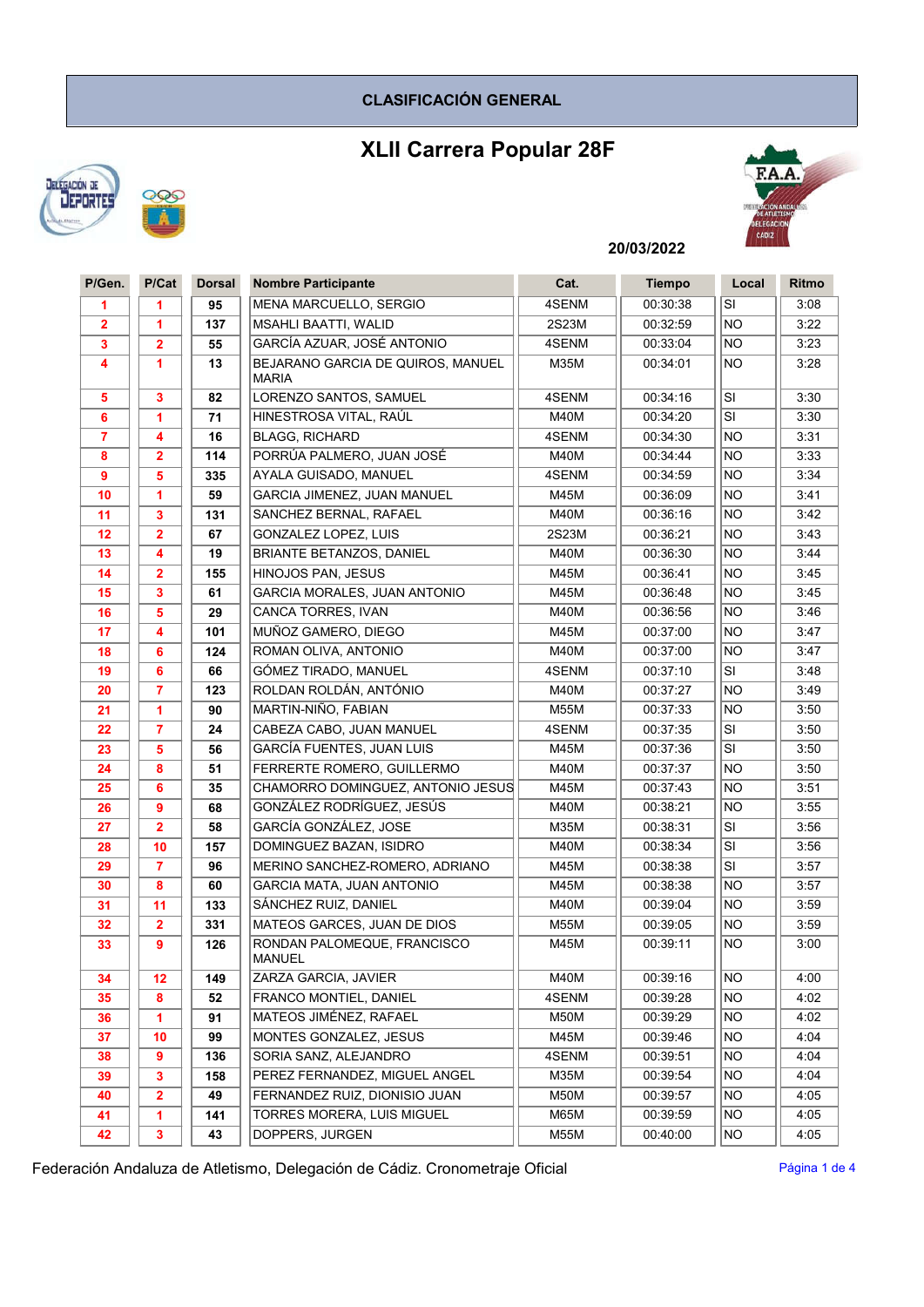## CLASIFICACIÓN GENERAL

# XLII Carrera Popular 28F

20/03/2022

| P/Gen. | P/Cat | Dorsal | Nombre Participante | Cat. | Tiempo | Local | Ritmo |
|---|---|---|---|---|---|---|---|
| 1 | 1 | 95 | MENA MARCUELLO, SERGIO | 4SENM | 00:30:38 | SI | 3:08 |
| 2 | 1 | 137 | MSAHLI BAATTI, WALID | 2S23M | 00:32:59 | NO | 3:22 |
| 3 | 2 | 55 | GARCÍA AZUAR, JOSÉ ANTONIO | 4SENM | 00:33:04 | NO | 3:23 |
| 4 | 1 | 13 | BEJARANO GARCIA DE QUIROS, MANUEL MARIA | M35M | 00:34:01 | NO | 3:28 |
| 5 | 3 | 82 | LORENZO SANTOS, SAMUEL | 4SENM | 00:34:16 | SI | 3:30 |
| 6 | 1 | 71 | HINESTROSA VITAL, RAÚL | M40M | 00:34:20 | SI | 3:30 |
| 7 | 4 | 16 | BLAGG, RICHARD | 4SENM | 00:34:30 | NO | 3:31 |
| 8 | 2 | 114 | PORRÚA PALMERO, JUAN JOSÉ | M40M | 00:34:44 | NO | 3:33 |
| 9 | 5 | 335 | AYALA GUISADO, MANUEL | 4SENM | 00:34:59 | NO | 3:34 |
| 10 | 1 | 59 | GARCIA JIMENEZ, JUAN MANUEL | M45M | 00:36:09 | NO | 3:41 |
| 11 | 3 | 131 | SANCHEZ BERNAL, RAFAEL | M40M | 00:36:16 | NO | 3:42 |
| 12 | 2 | 67 | GONZALEZ LOPEZ, LUIS | 2S23M | 00:36:21 | NO | 3:43 |
| 13 | 4 | 19 | BRIANTE BETANZOS, DANIEL | M40M | 00:36:30 | NO | 3:44 |
| 14 | 2 | 155 | HINOJOS PAN, JESUS | M45M | 00:36:41 | NO | 3:45 |
| 15 | 3 | 61 | GARCIA MORALES, JUAN ANTONIO | M45M | 00:36:48 | NO | 3:45 |
| 16 | 5 | 29 | CANCA TORRES, IVAN | M40M | 00:36:56 | NO | 3:46 |
| 17 | 4 | 101 | MUÑOZ GAMERO, DIEGO | M45M | 00:37:00 | NO | 3:47 |
| 18 | 6 | 124 | ROMAN OLIVA, ANTONIO | M40M | 00:37:00 | NO | 3:47 |
| 19 | 6 | 66 | GÓMEZ TIRADO, MANUEL | 4SENM | 00:37:10 | SI | 3:48 |
| 20 | 7 | 123 | ROLDAN ROLDÁN, ANTÓNIO | M40M | 00:37:27 | NO | 3:49 |
| 21 | 1 | 90 | MARTIN-NIÑO, FABIAN | M55M | 00:37:33 | NO | 3:50 |
| 22 | 7 | 24 | CABEZA CABO, JUAN MANUEL | 4SENM | 00:37:35 | SI | 3:50 |
| 23 | 5 | 56 | GARCÍA FUENTES, JUAN LUIS | M45M | 00:37:36 | SI | 3:50 |
| 24 | 8 | 51 | FERRERTE ROMERO, GUILLERMO | M40M | 00:37:37 | NO | 3:50 |
| 25 | 6 | 35 | CHAMORRO DOMINGUEZ, ANTONIO JESUS | M45M | 00:37:43 | NO | 3:51 |
| 26 | 9 | 68 | GONZÁLEZ RODRÍGUEZ, JESÚS | M40M | 00:38:21 | NO | 3:55 |
| 27 | 2 | 58 | GARCÍA GONZÁLEZ, JOSE | M35M | 00:38:31 | SI | 3:56 |
| 28 | 10 | 157 | DOMINGUEZ BAZAN, ISIDRO | M40M | 00:38:34 | SI | 3:56 |
| 29 | 7 | 96 | MERINO SANCHEZ-ROMERO, ADRIANO | M45M | 00:38:38 | SI | 3:57 |
| 30 | 8 | 60 | GARCIA MATA, JUAN ANTONIO | M45M | 00:38:38 | NO | 3:57 |
| 31 | 11 | 133 | SÁNCHEZ RUIZ, DANIEL | M40M | 00:39:04 | NO | 3:59 |
| 32 | 2 | 331 | MATEOS GARCES, JUAN DE DIOS | M55M | 00:39:05 | NO | 3:59 |
| 33 | 9 | 126 | RONDAN PALOMEQUE, FRANCISCO MANUEL | M45M | 00:39:11 | NO | 3:00 |
| 34 | 12 | 149 | ZARZA GARCIA, JAVIER | M40M | 00:39:16 | NO | 4:00 |
| 35 | 8 | 52 | FRANCO MONTIEL, DANIEL | 4SENM | 00:39:28 | NO | 4:02 |
| 36 | 1 | 91 | MATEOS JIMÉNEZ, RAFAEL | M50M | 00:39:29 | NO | 4:02 |
| 37 | 10 | 99 | MONTES GONZALEZ, JESUS | M45M | 00:39:46 | NO | 4:04 |
| 38 | 9 | 136 | SORIA SANZ, ALEJANDRO | 4SENM | 00:39:51 | NO | 4:04 |
| 39 | 3 | 158 | PEREZ FERNANDEZ, MIGUEL ANGEL | M35M | 00:39:54 | NO | 4:04 |
| 40 | 2 | 49 | FERNANDEZ RUIZ, DIONISIO JUAN | M50M | 00:39:57 | NO | 4:05 |
| 41 | 1 | 141 | TORRES MORERA, LUIS MIGUEL | M65M | 00:39:59 | NO | 4:05 |
| 42 | 3 | 43 | DOPPERS, JURGEN | M55M | 00:40:00 | NO | 4:05 |

Federación Andaluza de Atletismo, Delegación de Cádiz. Cronometraje Oficial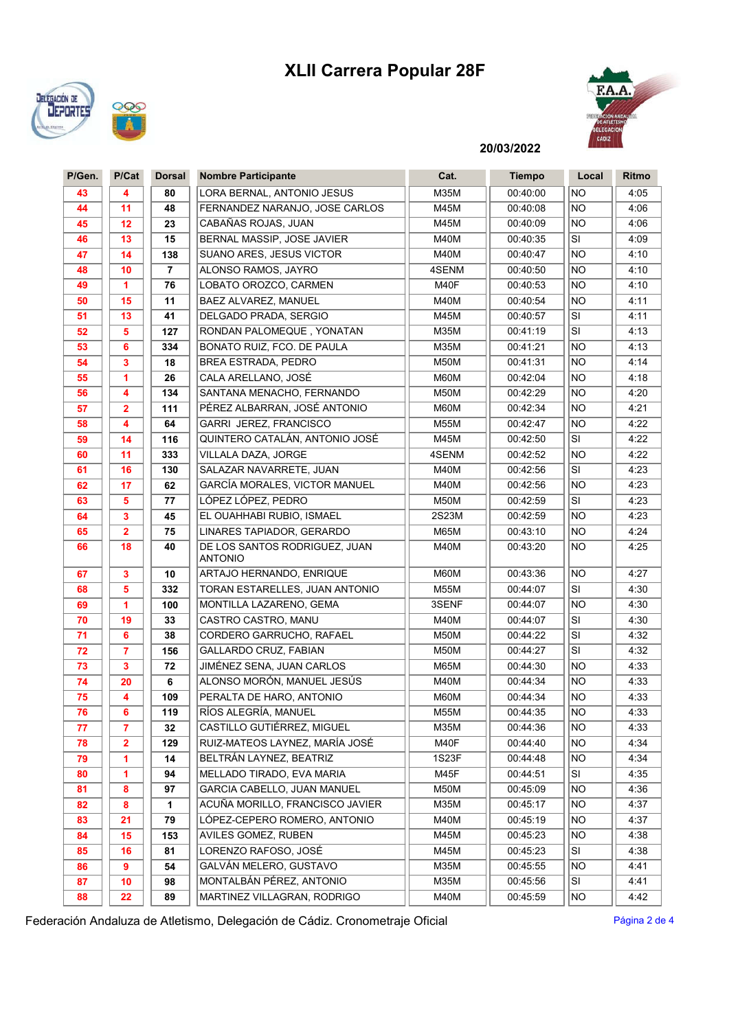# XLII Carrera Popular 28F

20/03/2022

| P/Gen. | P/Cat | Dorsal | Nombre Participante | Cat. | Tiempo | Local | Ritmo |
|---|---|---|---|---|---|---|---|
| 43 | 4 | 80 | LORA BERNAL, ANTONIO JESUS | M35M | 00:40:00 | NO | 4:05 |
| 44 | 11 | 48 | FERNANDEZ NARANJO, JOSE CARLOS | M45M | 00:40:08 | NO | 4:06 |
| 45 | 12 | 23 | CABAÑAS ROJAS, JUAN | M45M | 00:40:09 | NO | 4:06 |
| 46 | 13 | 15 | BERNAL MASSIP, JOSE JAVIER | M40M | 00:40:35 | SI | 4:09 |
| 47 | 14 | 138 | SUANO ARES, JESUS VICTOR | M40M | 00:40:47 | NO | 4:10 |
| 48 | 10 | 7 | ALONSO RAMOS, JAYRO | 4SENM | 00:40:50 | NO | 4:10 |
| 49 | 1 | 76 | LOBATO OROZCO, CARMEN | M40F | 00:40:53 | NO | 4:10 |
| 50 | 15 | 11 | BAEZ ALVAREZ, MANUEL | M40M | 00:40:54 | NO | 4:11 |
| 51 | 13 | 41 | DELGADO PRADA, SERGIO | M45M | 00:40:57 | SI | 4:11 |
| 52 | 5 | 127 | RONDAN PALOMEQUE , YONATAN | M35M | 00:41:19 | SI | 4:13 |
| 53 | 6 | 334 | BONATO RUIZ, FCO. DE PAULA | M35M | 00:41:21 | NO | 4:13 |
| 54 | 3 | 18 | BREA ESTRADA, PEDRO | M50M | 00:41:31 | NO | 4:14 |
| 55 | 1 | 26 | CALA ARELLANO, JOSÉ | M60M | 00:42:04 | NO | 4:18 |
| 56 | 4 | 134 | SANTANA MENACHO, FERNANDO | M50M | 00:42:29 | NO | 4:20 |
| 57 | 2 | 111 | PÉREZ ALBARRAN, JOSÉ ANTONIO | M60M | 00:42:34 | NO | 4:21 |
| 58 | 4 | 64 | GARRI  JEREZ, FRANCISCO | M55M | 00:42:47 | NO | 4:22 |
| 59 | 14 | 116 | QUINTERO CATALÁN, ANTONIO JOSÉ | M45M | 00:42:50 | SI | 4:22 |
| 60 | 11 | 333 | VILLALA DAZA, JORGE | 4SENM | 00:42:52 | NO | 4:22 |
| 61 | 16 | 130 | SALAZAR NAVARRETE, JUAN | M40M | 00:42:56 | SI | 4:23 |
| 62 | 17 | 62 | GARCÍA MORALES, VICTOR MANUEL | M40M | 00:42:56 | NO | 4:23 |
| 63 | 5 | 77 | LÓPEZ LÓPEZ, PEDRO | M50M | 00:42:59 | SI | 4:23 |
| 64 | 3 | 45 | EL OUAHHABI RUBIO, ISMAEL | 2S23M | 00:42:59 | NO | 4:23 |
| 65 | 2 | 75 | LINARES TAPIADOR, GERARDO | M65M | 00:43:10 | NO | 4:24 |
| 66 | 18 | 40 | DE LOS SANTOS RODRIGUEZ, JUAN ANTONIO | M40M | 00:43:20 | NO | 4:25 |
| 67 | 3 | 10 | ARTAJO HERNANDO, ENRIQUE | M60M | 00:43:36 | NO | 4:27 |
| 68 | 5 | 332 | TORAN ESTARELLES, JUAN ANTONIO | M55M | 00:44:07 | SI | 4:30 |
| 69 | 1 | 100 | MONTILLA LAZARENO, GEMA | 3SENF | 00:44:07 | NO | 4:30 |
| 70 | 19 | 33 | CASTRO CASTRO, MANU | M40M | 00:44:07 | SI | 4:30 |
| 71 | 6 | 38 | CORDERO GARRUCHO, RAFAEL | M50M | 00:44:22 | SI | 4:32 |
| 72 | 7 | 156 | GALLARDO CRUZ, FABIAN | M50M | 00:44:27 | SI | 4:32 |
| 73 | 3 | 72 | JIMÉNEZ SENA, JUAN CARLOS | M65M | 00:44:30 | NO | 4:33 |
| 74 | 20 | 6 | ALONSO MORÓN, MANUEL JESÚS | M40M | 00:44:34 | NO | 4:33 |
| 75 | 4 | 109 | PERALTA DE HARO, ANTONIO | M60M | 00:44:34 | NO | 4:33 |
| 76 | 6 | 119 | RÍOS ALEGRÍA, MANUEL | M55M | 00:44:35 | NO | 4:33 |
| 77 | 7 | 32 | CASTILLO GUTIÉRREZ, MIGUEL | M35M | 00:44:36 | NO | 4:33 |
| 78 | 2 | 129 | RUIZ-MATEOS LAYNEZ, MARÍA JOSÉ | M40F | 00:44:40 | NO | 4:34 |
| 79 | 1 | 14 | BELTRÁN LAYNEZ, BEATRIZ | 1S23F | 00:44:48 | NO | 4:34 |
| 80 | 1 | 94 | MELLADO TIRADO, EVA MARIA | M45F | 00:44:51 | SI | 4:35 |
| 81 | 8 | 97 | GARCIA CABELLO, JUAN MANUEL | M50M | 00:45:09 | NO | 4:36 |
| 82 | 8 | 1 | ACUÑA MORILLO, FRANCISCO JAVIER | M35M | 00:45:17 | NO | 4:37 |
| 83 | 21 | 79 | LÓPEZ-CEPERO ROMERO, ANTONIO | M40M | 00:45:19 | NO | 4:37 |
| 84 | 15 | 153 | AVILES GOMEZ, RUBEN | M45M | 00:45:23 | NO | 4:38 |
| 85 | 16 | 81 | LORENZO RAFOSO, JOSÉ | M45M | 00:45:23 | SI | 4:38 |
| 86 | 9 | 54 | GALVÁN MELERO, GUSTAVO | M35M | 00:45:55 | NO | 4:41 |
| 87 | 10 | 98 | MONTALBÁN PÉREZ, ANTONIO | M35M | 00:45:56 | SI | 4:41 |
| 88 | 22 | 89 | MARTINEZ VILLAGRAN, RODRIGO | M40M | 00:45:59 | NO | 4:42 |

Federación Andaluza de Atletismo, Delegación de Cádiz. Cronometraje Oficial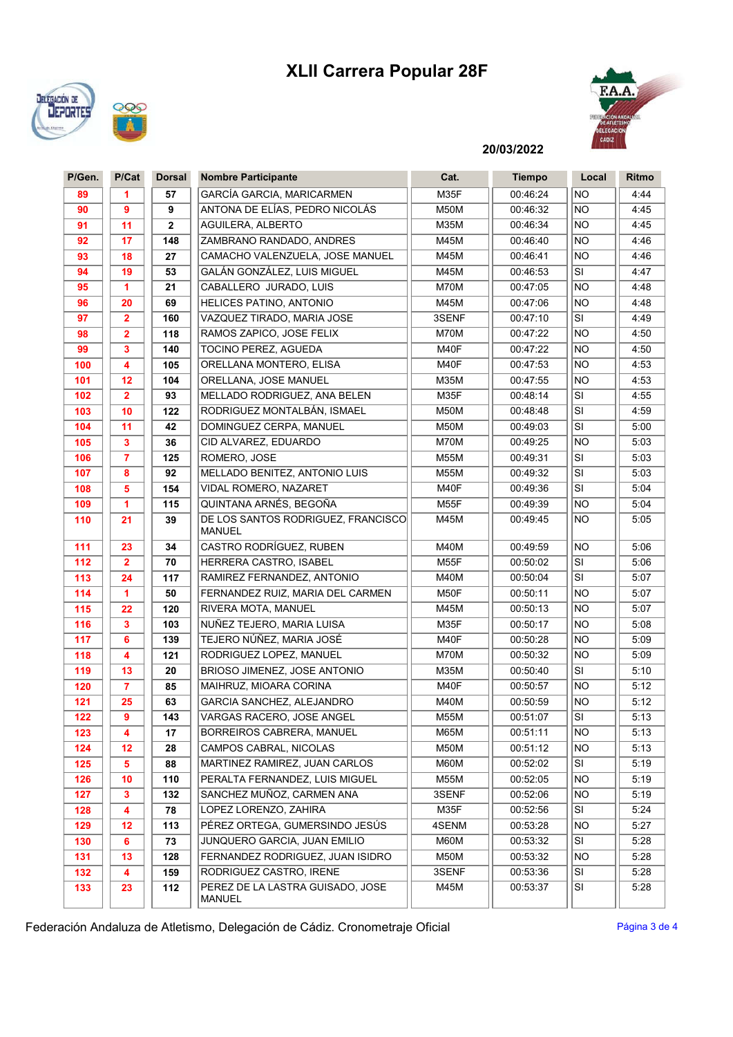# XLII Carrera Popular 28F

20/03/2022

| P/Gen. | P/Cat | Dorsal | Nombre Participante | Cat. | Tiempo | Local | Ritmo |
|---|---|---|---|---|---|---|---|
| 89 | 1 | 57 | GARCÍA GARCIA, MARICARMEN | M35F | 00:46:24 | NO | 4:44 |
| 90 | 9 | 9 | ANTONA DE ELÍAS, PEDRO NICOLÁS | M50M | 00:46:32 | NO | 4:45 |
| 91 | 11 | 2 | AGUILERA, ALBERTO | M35M | 00:46:34 | NO | 4:45 |
| 92 | 17 | 148 | ZAMBRANO RANDADO, ANDRES | M45M | 00:46:40 | NO | 4:46 |
| 93 | 18 | 27 | CAMACHO VALENZUELA, JOSE MANUEL | M45M | 00:46:41 | NO | 4:46 |
| 94 | 19 | 53 | GALÁN GONZÁLEZ, LUIS MIGUEL | M45M | 00:46:53 | SI | 4:47 |
| 95 | 1 | 21 | CABALLERO  JURADO, LUIS | M70M | 00:47:05 | NO | 4:48 |
| 96 | 20 | 69 | HELICES PATINO, ANTONIO | M45M | 00:47:06 | NO | 4:48 |
| 97 | 2 | 160 | VAZQUEZ TIRADO, MARIA JOSE | 3SENF | 00:47:10 | SI | 4:49 |
| 98 | 2 | 118 | RAMOS ZAPICO, JOSE FELIX | M70M | 00:47:22 | NO | 4:50 |
| 99 | 3 | 140 | TOCINO PEREZ, AGUEDA | M40F | 00:47:22 | NO | 4:50 |
| 100 | 4 | 105 | ORELLANA MONTERO, ELISA | M40F | 00:47:53 | NO | 4:53 |
| 101 | 12 | 104 | ORELLANA, JOSE MANUEL | M35M | 00:47:55 | NO | 4:53 |
| 102 | 2 | 93 | MELLADO RODRIGUEZ, ANA BELEN | M35F | 00:48:14 | SI | 4:55 |
| 103 | 10 | 122 | RODRIGUEZ MONTALBÁN, ISMAEL | M50M | 00:48:48 | SI | 4:59 |
| 104 | 11 | 42 | DOMINGUEZ CERPA, MANUEL | M50M | 00:49:03 | SI | 5:00 |
| 105 | 3 | 36 | CID ALVAREZ, EDUARDO | M70M | 00:49:25 | NO | 5:03 |
| 106 | 7 | 125 | ROMERO, JOSE | M55M | 00:49:31 | SI | 5:03 |
| 107 | 8 | 92 | MELLADO BENITEZ, ANTONIO LUIS | M55M | 00:49:32 | SI | 5:03 |
| 108 | 5 | 154 | VIDAL ROMERO, NAZARET | M40F | 00:49:36 | SI | 5:04 |
| 109 | 1 | 115 | QUINTANA ARNÉS, BEGOÑA | M55F | 00:49:39 | NO | 5:04 |
| 110 | 21 | 39 | DE LOS SANTOS RODRIGUEZ, FRANCISCO MANUEL | M45M | 00:49:45 | NO | 5:05 |
| 111 | 23 | 34 | CASTRO RODRÍGUEZ, RUBEN | M40M | 00:49:59 | NO | 5:06 |
| 112 | 2 | 70 | HERRERA CASTRO, ISABEL | M55F | 00:50:02 | SI | 5:06 |
| 113 | 24 | 117 | RAMIREZ FERNANDEZ, ANTONIO | M40M | 00:50:04 | SI | 5:07 |
| 114 | 1 | 50 | FERNANDEZ RUIZ, MARIA DEL CARMEN | M50F | 00:50:11 | NO | 5:07 |
| 115 | 22 | 120 | RIVERA MOTA, MANUEL | M45M | 00:50:13 | NO | 5:07 |
| 116 | 3 | 103 | NUÑEZ TEJERO, MARIA LUISA | M35F | 00:50:17 | NO | 5:08 |
| 117 | 6 | 139 | TEJERO NÚÑEZ, MARIA JOSÉ | M40F | 00:50:28 | NO | 5:09 |
| 118 | 4 | 121 | RODRIGUEZ LOPEZ, MANUEL | M70M | 00:50:32 | NO | 5:09 |
| 119 | 13 | 20 | BRIOSO JIMENEZ, JOSE ANTONIO | M35M | 00:50:40 | SI | 5:10 |
| 120 | 7 | 85 | MAIHRUZ, MIOARA CORINA | M40F | 00:50:57 | NO | 5:12 |
| 121 | 25 | 63 | GARCIA SANCHEZ, ALEJANDRO | M40M | 00:50:59 | NO | 5:12 |
| 122 | 9 | 143 | VARGAS RACERO, JOSE ANGEL | M55M | 00:51:07 | SI | 5:13 |
| 123 | 4 | 17 | BORREIROS CABRERA, MANUEL | M65M | 00:51:11 | NO | 5:13 |
| 124 | 12 | 28 | CAMPOS CABRAL, NICOLAS | M50M | 00:51:12 | NO | 5:13 |
| 125 | 5 | 88 | MARTINEZ RAMIREZ, JUAN CARLOS | M60M | 00:52:02 | SI | 5:19 |
| 126 | 10 | 110 | PERALTA FERNANDEZ, LUIS MIGUEL | M55M | 00:52:05 | NO | 5:19 |
| 127 | 3 | 132 | SANCHEZ MUÑOZ, CARMEN ANA | 3SENF | 00:52:06 | NO | 5:19 |
| 128 | 4 | 78 | LOPEZ LORENZO, ZAHIRA | M35F | 00:52:56 | SI | 5:24 |
| 129 | 12 | 113 | PÉREZ ORTEGA, GUMERSINDO JESÚS | 4SENM | 00:53:28 | NO | 5:27 |
| 130 | 6 | 73 | JUNQUERO GARCIA, JUAN EMILIO | M60M | 00:53:32 | SI | 5:28 |
| 131 | 13 | 128 | FERNANDEZ RODRIGUEZ, JUAN ISIDRO | M50M | 00:53:32 | NO | 5:28 |
| 132 | 4 | 159 | RODRIGUEZ CASTRO, IRENE | 3SENF | 00:53:36 | SI | 5:28 |
| 133 | 23 | 112 | PEREZ DE LA LASTRA GUISADO, JOSE MANUEL | M45M | 00:53:37 | SI | 5:28 |

Federación Andaluza de Atletismo, Delegación de Cádiz. Cronometraje Oficial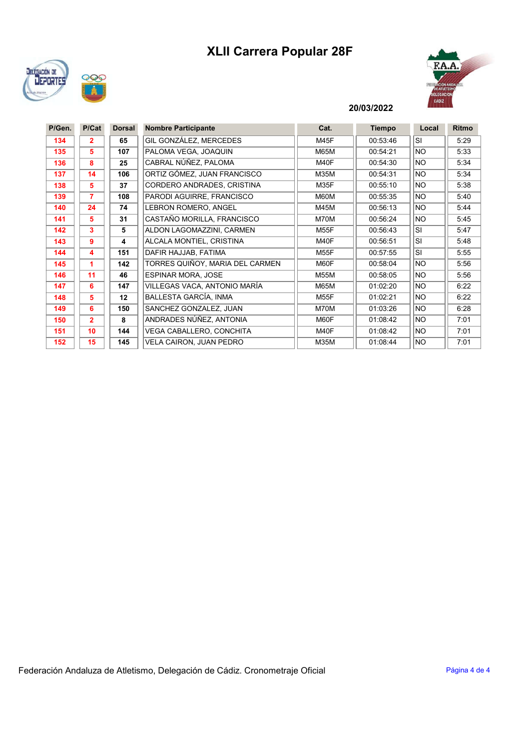# XLII Carrera Popular 28F

20/03/2022

| P/Gen. | P/Cat | Dorsal | Nombre Participante | Cat. | Tiempo | Local | Ritmo |
|---|---|---|---|---|---|---|---|
| 134 | 2 | 65 | GIL GONZÁLEZ, MERCEDES | M45F | 00:53:46 | SI | 5:29 |
| 135 | 5 | 107 | PALOMA VEGA, JOAQUIN | M65M | 00:54:21 | NO | 5:33 |
| 136 | 8 | 25 | CABRAL NÚÑEZ, PALOMA | M40F | 00:54:30 | NO | 5:34 |
| 137 | 14 | 106 | ORTIZ GÓMEZ, JUAN FRANCISCO | M35M | 00:54:31 | NO | 5:34 |
| 138 | 5 | 37 | CORDERO ANDRADES, CRISTINA | M35F | 00:55:10 | NO | 5:38 |
| 139 | 7 | 108 | PARODI AGUIRRE, FRANCISCO | M60M | 00:55:35 | NO | 5:40 |
| 140 | 24 | 74 | LEBRON ROMERO, ANGEL | M45M | 00:56:13 | NO | 5:44 |
| 141 | 5 | 31 | CASTAÑO MORILLA, FRANCISCO | M70M | 00:56:24 | NO | 5:45 |
| 142 | 3 | 5 | ALDON LAGOMAZZINI, CARMEN | M55F | 00:56:43 | SI | 5:47 |
| 143 | 9 | 4 | ALCALA MONTIEL, CRISTINA | M40F | 00:56:51 | SI | 5:48 |
| 144 | 4 | 151 | DAFIR HAJJAB, FATIMA | M55F | 00:57:55 | SI | 5:55 |
| 145 | 1 | 142 | TORRES QUIÑOY, MARIA DEL CARMEN | M60F | 00:58:04 | NO | 5:56 |
| 146 | 11 | 46 | ESPINAR MORA, JOSE | M55M | 00:58:05 | NO | 5:56 |
| 147 | 6 | 147 | VILLEGAS VACA, ANTONIO MARÍA | M65M | 01:02:20 | NO | 6:22 |
| 148 | 5 | 12 | BALLESTA GARCÍA, INMA | M55F | 01:02:21 | NO | 6:22 |
| 149 | 6 | 150 | SANCHEZ GONZALEZ, JUAN | M70M | 01:03:26 | NO | 6:28 |
| 150 | 2 | 8 | ANDRADES NÚÑEZ, ANTONIA | M60F | 01:08:42 | NO | 7:01 |
| 151 | 10 | 144 | VEGA CABALLERO, CONCHITA | M40F | 01:08:42 | NO | 7:01 |
| 152 | 15 | 145 | VELA CAIRON, JUAN PEDRO | M35M | 01:08:44 | NO | 7:01 |

Federación Andaluza de Atletismo, Delegación de Cádiz. Cronometraje Oficial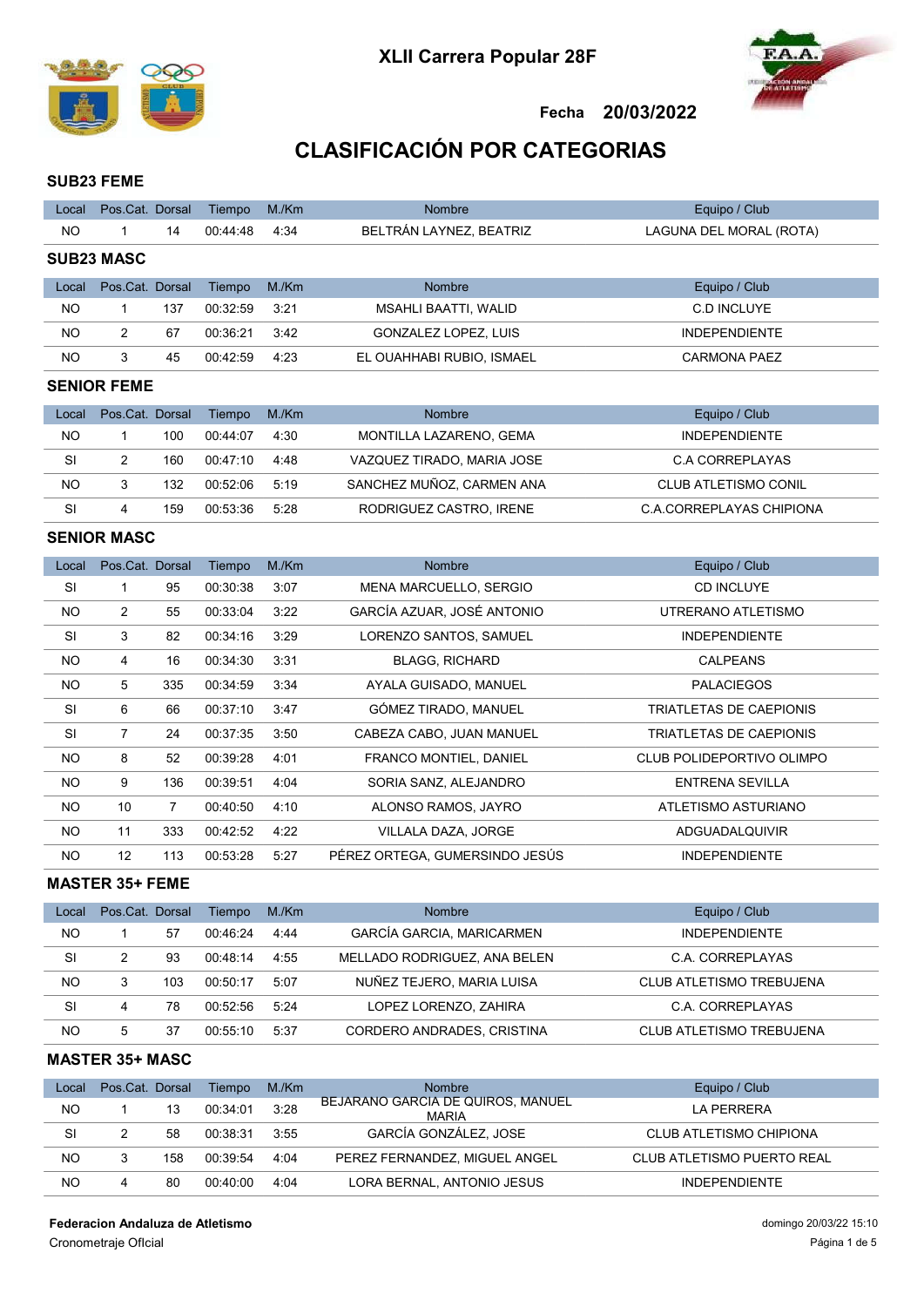# XLII Carrera Popular 28F

**Fecha 20/03/2022**

## CLASIFICACIÓN POR CATEGORIAS

### SUB23 FEME

| Local | Pos.Cat. | Dorsal | Tiempo | M./Km | Nombre | Equipo / Club |
|---|---|---|---|---|---|---|
| NO | 1 | 14 | 00:44:48 | 4:34 | BELTRÁN LAYNEZ, BEATRIZ | LAGUNA DEL MORAL (ROTA) |

### SUB23 MASC

| Local | Pos.Cat. | Dorsal | Tiempo | M./Km | Nombre | Equipo / Club |
|---|---|---|---|---|---|---|
| NO | 1 | 137 | 00:32:59 | 3:21 | MSAHLI BAATTI, WALID | C.D INCLUYE |
| NO | 2 | 67 | 00:36:21 | 3:42 | GONZALEZ LOPEZ, LUIS | INDEPENDIENTE |
| NO | 3 | 45 | 00:42:59 | 4:23 | EL OUAHHABI RUBIO, ISMAEL | CARMONA PAEZ |

### SENIOR FEME

| Local | Pos.Cat. | Dorsal | Tiempo | M./Km | Nombre | Equipo / Club |
|---|---|---|---|---|---|---|
| NO | 1 | 100 | 00:44:07 | 4:30 | MONTILLA LAZARENO, GEMA | INDEPENDIENTE |
| SI | 2 | 160 | 00:47:10 | 4:48 | VAZQUEZ TIRADO, MARIA JOSE | C.A CORREPLAYAS |
| NO | 3 | 132 | 00:52:06 | 5:19 | SANCHEZ MUÑOZ, CARMEN ANA | CLUB ATLETISMO CONIL |
| SI | 4 | 159 | 00:53:36 | 5:28 | RODRIGUEZ CASTRO, IRENE | C.A.CORREPLAYAS CHIPIONA |

### SENIOR MASC

| Local | Pos.Cat. | Dorsal | Tiempo | M./Km | Nombre | Equipo / Club |
|---|---|---|---|---|---|---|
| SI | 1 | 95 | 00:30:38 | 3:07 | MENA MARCUELLO, SERGIO | CD INCLUYE |
| NO | 2 | 55 | 00:33:04 | 3:22 | GARCÍA AZUAR, JOSÉ ANTONIO | UTRERANO ATLETISMO |
| SI | 3 | 82 | 00:34:16 | 3:29 | LORENZO SANTOS, SAMUEL | INDEPENDIENTE |
| NO | 4 | 16 | 00:34:30 | 3:31 | BLAGG, RICHARD | CALPEANS |
| NO | 5 | 335 | 00:34:59 | 3:34 | AYALA GUISADO, MANUEL | PALACIEGOS |
| SI | 6 | 66 | 00:37:10 | 3:47 | GÓMEZ TIRADO, MANUEL | TRIATLETAS DE CAEPIONIS |
| SI | 7 | 24 | 00:37:35 | 3:50 | CABEZA CABO, JUAN MANUEL | TRIATLETAS DE CAEPIONIS |
| NO | 8 | 52 | 00:39:28 | 4:01 | FRANCO MONTIEL, DANIEL | CLUB POLIDEPORTIVO OLIMPO |
| NO | 9 | 136 | 00:39:51 | 4:04 | SORIA SANZ, ALEJANDRO | ENTRENA SEVILLA |
| NO | 10 | 7 | 00:40:50 | 4:10 | ALONSO RAMOS, JAYRO | ATLETISMO ASTURIANO |
| NO | 11 | 333 | 00:42:52 | 4:22 | VILLALA DAZA, JORGE | ADGUADALQUIVIR |
| NO | 12 | 113 | 00:53:28 | 5:27 | PÉREZ ORTEGA, GUMERSINDO JESÚS | INDEPENDIENTE |

### MASTER 35+ FEME

| Local | Pos.Cat. | Dorsal | Tiempo | M./Km | Nombre | Equipo / Club |
|---|---|---|---|---|---|---|
| NO | 1 | 57 | 00:46:24 | 4:44 | GARCÍA GARCIA, MARICARMEN | INDEPENDIENTE |
| SI | 2 | 93 | 00:48:14 | 4:55 | MELLADO RODRIGUEZ, ANA BELEN | C.A. CORREPLAYAS |
| NO | 3 | 103 | 00:50:17 | 5:07 | NUÑEZ TEJERO, MARIA LUISA | CLUB ATLETISMO TREBUJENA |
| SI | 4 | 78 | 00:52:56 | 5:24 | LOPEZ LORENZO, ZAHIRA | C.A. CORREPLAYAS |
| NO | 5 | 37 | 00:55:10 | 5:37 | CORDERO ANDRADES, CRISTINA | CLUB ATLETISMO TREBUJENA |

### MASTER 35+ MASC

| Local | Pos.Cat. | Dorsal | Tiempo | M./Km | Nombre | Equipo / Club |
|---|---|---|---|---|---|---|
| NO | 1 | 13 | 00:34:01 | 3:28 | BEJARANO GARCIA DE QUIROS, MANUEL MARIA | LA PERRERA |
| SI | 2 | 58 | 00:38:31 | 3:55 | GARCÍA GONZÁLEZ, JOSE | CLUB ATLETISMO CHIPIONA |
| NO | 3 | 158 | 00:39:54 | 4:04 | PEREZ FERNANDEZ, MIGUEL ANGEL | CLUB ATLETISMO PUERTO REAL |
| NO | 4 | 80 | 00:40:00 | 4:04 | LORA BERNAL, ANTONIO JESUS | INDEPENDIENTE |

**Federacion Andaluza de Atletismo**
Cronometraje Oficial

domingo 20/03/22 15:10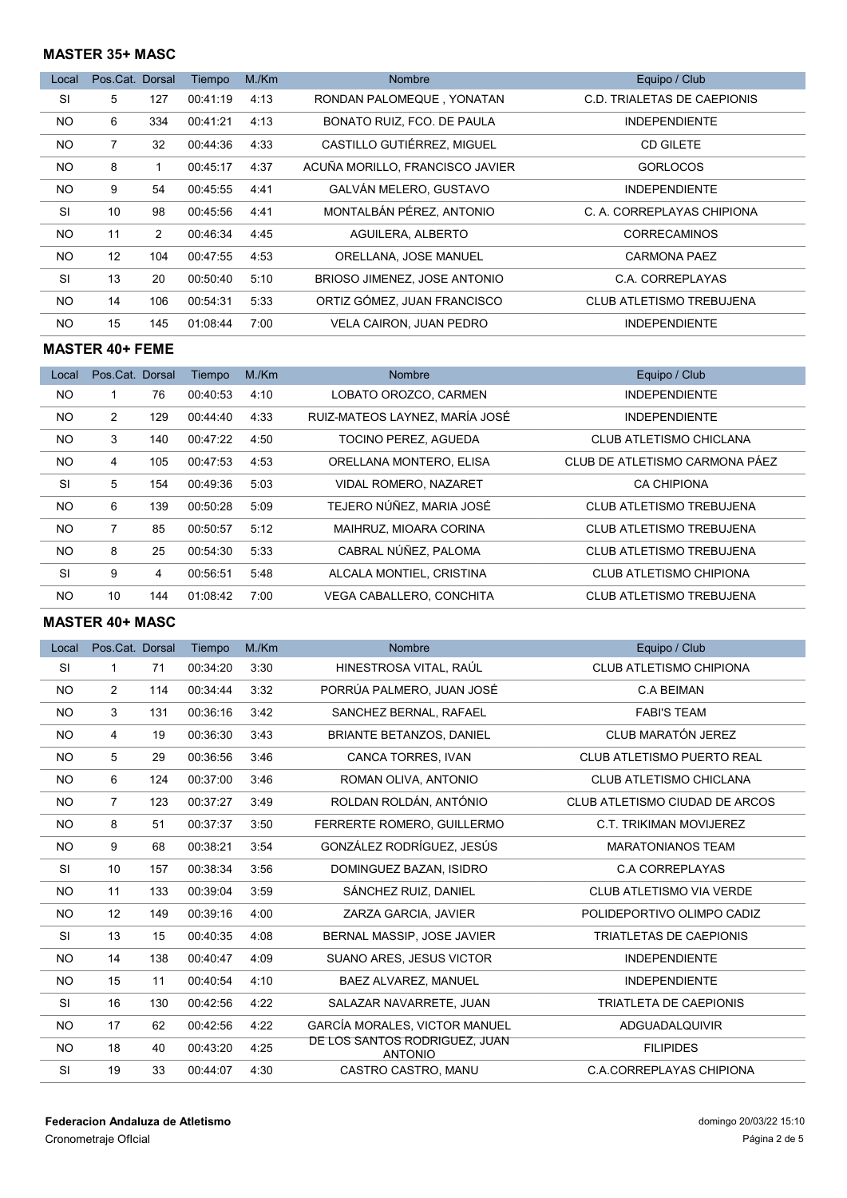### MASTER 35+ MASC

| Local | Pos.Cat. | Dorsal | Tiempo | M./Km | Nombre | Equipo / Club |
|---|---|---|---|---|---|---|
| SI | 5 | 127 | 00:41:19 | 4:13 | RONDAN PALOMEQUE , YONATAN | C.D. TRIALETAS DE CAEPIONIS |
| NO | 6 | 334 | 00:41:21 | 4:13 | BONATO RUIZ, FCO. DE PAULA | INDEPENDIENTE |
| NO | 7 | 32 | 00:44:36 | 4:33 | CASTILLO GUTIÉRREZ, MIGUEL | CD GILETE |
| NO | 8 | 1 | 00:45:17 | 4:37 | ACUÑA MORILLO, FRANCISCO JAVIER | GORLOCOS |
| NO | 9 | 54 | 00:45:55 | 4:41 | GALVÁN MELERO, GUSTAVO | INDEPENDIENTE |
| SI | 10 | 98 | 00:45:56 | 4:41 | MONTALBÁN PÉREZ, ANTONIO | C. A. CORREPLAYAS CHIPIONA |
| NO | 11 | 2 | 00:46:34 | 4:45 | AGUILERA, ALBERTO | CORRECAMINOS |
| NO | 12 | 104 | 00:47:55 | 4:53 | ORELLANA, JOSE MANUEL | CARMONA PAEZ |
| SI | 13 | 20 | 00:50:40 | 5:10 | BRIOSO JIMENEZ, JOSE ANTONIO | C.A. CORREPLAYAS |
| NO | 14 | 106 | 00:54:31 | 5:33 | ORTIZ GÓMEZ, JUAN FRANCISCO | CLUB ATLETISMO TREBUJENA |
| NO | 15 | 145 | 01:08:44 | 7:00 | VELA CAIRON, JUAN PEDRO | INDEPENDIENTE |

### MASTER 40+ FEME

| Local | Pos.Cat. | Dorsal | Tiempo | M./Km | Nombre | Equipo / Club |
|---|---|---|---|---|---|---|
| NO | 1 | 76 | 00:40:53 | 4:10 | LOBATO OROZCO, CARMEN | INDEPENDIENTE |
| NO | 2 | 129 | 00:44:40 | 4:33 | RUIZ-MATEOS LAYNEZ, MARÍA JOSÉ | INDEPENDIENTE |
| NO | 3 | 140 | 00:47:22 | 4:50 | TOCINO PEREZ, AGUEDA | CLUB ATLETISMO CHICLANA |
| NO | 4 | 105 | 00:47:53 | 4:53 | ORELLANA MONTERO, ELISA | CLUB DE ATLETISMO CARMONA PÁEZ |
| SI | 5 | 154 | 00:49:36 | 5:03 | VIDAL ROMERO, NAZARET | CA CHIPIONA |
| NO | 6 | 139 | 00:50:28 | 5:09 | TEJERO NÚÑEZ, MARIA JOSÉ | CLUB ATLETISMO TREBUJENA |
| NO | 7 | 85 | 00:50:57 | 5:12 | MAIHRUZ, MIOARA CORINA | CLUB ATLETISMO TREBUJENA |
| NO | 8 | 25 | 00:54:30 | 5:33 | CABRAL NÚÑEZ, PALOMA | CLUB ATLETISMO TREBUJENA |
| SI | 9 | 4 | 00:56:51 | 5:48 | ALCALA MONTIEL, CRISTINA | CLUB ATLETISMO CHIPIONA |
| NO | 10 | 144 | 01:08:42 | 7:00 | VEGA CABALLERO, CONCHITA | CLUB ATLETISMO TREBUJENA |

### MASTER 40+ MASC

| Local | Pos.Cat. | Dorsal | Tiempo | M./Km | Nombre | Equipo / Club |
|---|---|---|---|---|---|---|
| SI | 1 | 71 | 00:34:20 | 3:30 | HINESTROSA VITAL, RAÚL | CLUB ATLETISMO CHIPIONA |
| NO | 2 | 114 | 00:34:44 | 3:32 | PORRÚA PALMERO, JUAN JOSÉ | C.A BEIMAN |
| NO | 3 | 131 | 00:36:16 | 3:42 | SANCHEZ BERNAL, RAFAEL | FABI'S TEAM |
| NO | 4 | 19 | 00:36:30 | 3:43 | BRIANTE BETANZOS, DANIEL | CLUB MARATÓN JEREZ |
| NO | 5 | 29 | 00:36:56 | 3:46 | CANCA TORRES, IVAN | CLUB ATLETISMO PUERTO REAL |
| NO | 6 | 124 | 00:37:00 | 3:46 | ROMAN OLIVA, ANTONIO | CLUB ATLETISMO CHICLANA |
| NO | 7 | 123 | 00:37:27 | 3:49 | ROLDAN ROLDÁN, ANTÓNIO | CLUB ATLETISMO CIUDAD DE ARCOS |
| NO | 8 | 51 | 00:37:37 | 3:50 | FERRERTE ROMERO, GUILLERMO | C.T. TRIKIMAN MOVIJEREZ |
| NO | 9 | 68 | 00:38:21 | 3:54 | GONZÁLEZ RODRÍGUEZ, JESÚS | MARATONIANOS TEAM |
| SI | 10 | 157 | 00:38:34 | 3:56 | DOMINGUEZ BAZAN, ISIDRO | C.A CORREPLAYAS |
| NO | 11 | 133 | 00:39:04 | 3:59 | SÁNCHEZ RUIZ, DANIEL | CLUB ATLETISMO VIA VERDE |
| NO | 12 | 149 | 00:39:16 | 4:00 | ZARZA GARCIA, JAVIER | POLIDEPORTIVO OLIMPO CADIZ |
| SI | 13 | 15 | 00:40:35 | 4:08 | BERNAL MASSIP, JOSE JAVIER | TRIATLETAS DE CAEPIONIS |
| NO | 14 | 138 | 00:40:47 | 4:09 | SUANO ARES, JESUS VICTOR | INDEPENDIENTE |
| NO | 15 | 11 | 00:40:54 | 4:10 | BAEZ ALVAREZ, MANUEL | INDEPENDIENTE |
| SI | 16 | 130 | 00:42:56 | 4:22 | SALAZAR NAVARRETE, JUAN | TRIATLETA DE CAEPIONIS |
| NO | 17 | 62 | 00:42:56 | 4:22 | GARCÍA MORALES, VICTOR MANUEL | ADGUADALQUIVIR |
| NO | 18 | 40 | 00:43:20 | 4:25 | DE LOS SANTOS RODRIGUEZ, JUAN ANTONIO | FILIPIDES |
| SI | 19 | 33 | 00:44:07 | 4:30 | CASTRO CASTRO, MANU | C.A.CORREPLAYAS CHIPIONA |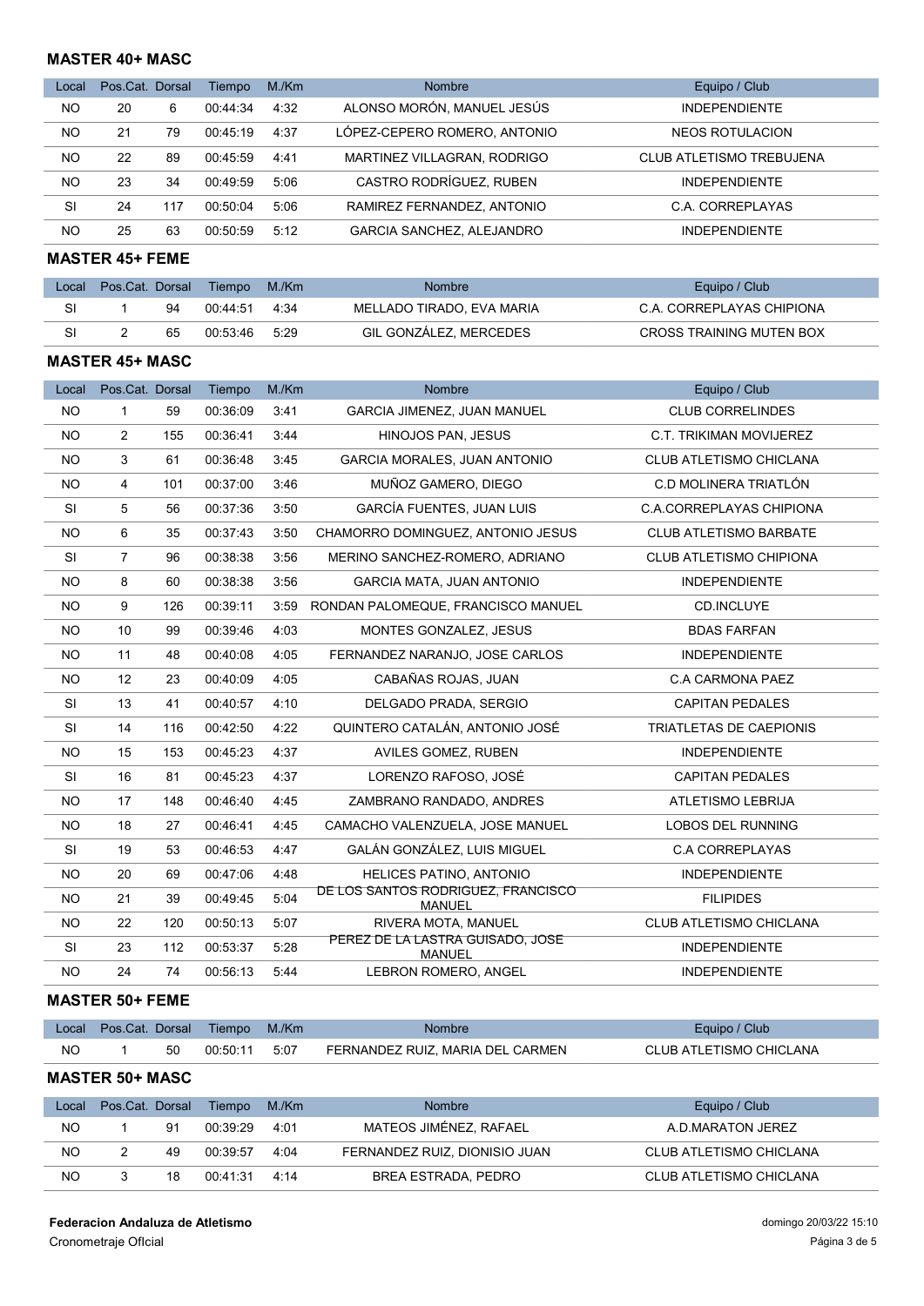### MASTER 40+ MASC

| Local | Pos.Cat. | Dorsal | Tiempo | M./Km | Nombre | Equipo / Club |
|---|---|---|---|---|---|---|
| NO | 20 | 6 | 00:44:34 | 4:32 | ALONSO MORÓN, MANUEL JESÚS | INDEPENDIENTE |
| NO | 21 | 79 | 00:45:19 | 4:37 | LÓPEZ-CEPERO ROMERO, ANTONIO | NEOS ROTULACION |
| NO | 22 | 89 | 00:45:59 | 4:41 | MARTINEZ VILLAGRAN, RODRIGO | CLUB ATLETISMO TREBUJENA |
| NO | 23 | 34 | 00:49:59 | 5:06 | CASTRO RODRÍGUEZ, RUBEN | INDEPENDIENTE |
| SI | 24 | 117 | 00:50:04 | 5:06 | RAMIREZ FERNANDEZ, ANTONIO | C.A. CORREPLAYAS |
| NO | 25 | 63 | 00:50:59 | 5:12 | GARCIA SANCHEZ, ALEJANDRO | INDEPENDIENTE |

### MASTER 45+ FEME

| Local | Pos.Cat. | Dorsal | Tiempo | M./Km | Nombre | Equipo / Club |
|---|---|---|---|---|---|---|
| SI | 1 | 94 | 00:44:51 | 4:34 | MELLADO TIRADO, EVA MARIA | C.A. CORREPLAYAS CHIPIONA |
| SI | 2 | 65 | 00:53:46 | 5:29 | GIL GONZÁLEZ, MERCEDES | CROSS TRAINING MUTEN BOX |

### MASTER 45+ MASC

| Local | Pos.Cat. | Dorsal | Tiempo | M./Km | Nombre | Equipo / Club |
|---|---|---|---|---|---|---|
| NO | 1 | 59 | 00:36:09 | 3:41 | GARCIA JIMENEZ, JUAN MANUEL | CLUB CORRELINDES |
| NO | 2 | 155 | 00:36:41 | 3:44 | HINOJOS PAN, JESUS | C.T. TRIKIMAN MOVIJEREZ |
| NO | 3 | 61 | 00:36:48 | 3:45 | GARCIA MORALES, JUAN ANTONIO | CLUB ATLETISMO CHICLANA |
| NO | 4 | 101 | 00:37:00 | 3:46 | MUÑOZ GAMERO, DIEGO | C.D MOLINERA TRIATLÓN |
| SI | 5 | 56 | 00:37:36 | 3:50 | GARCÍA FUENTES, JUAN LUIS | C.A.CORREPLAYAS CHIPIONA |
| NO | 6 | 35 | 00:37:43 | 3:50 | CHAMORRO DOMINGUEZ, ANTONIO JESUS | CLUB ATLETISMO BARBATE |
| SI | 7 | 96 | 00:38:38 | 3:56 | MERINO SANCHEZ-ROMERO, ADRIANO | CLUB ATLETISMO CHIPIONA |
| NO | 8 | 60 | 00:38:38 | 3:56 | GARCIA MATA, JUAN ANTONIO | INDEPENDIENTE |
| NO | 9 | 126 | 00:39:11 | 3:59 | RONDAN PALOMEQUE, FRANCISCO MANUEL | CD.INCLUYE |
| NO | 10 | 99 | 00:39:46 | 4:03 | MONTES GONZALEZ, JESUS | BDAS FARFAN |
| NO | 11 | 48 | 00:40:08 | 4:05 | FERNANDEZ NARANJO, JOSE CARLOS | INDEPENDIENTE |
| NO | 12 | 23 | 00:40:09 | 4:05 | CABAÑAS ROJAS, JUAN | C.A CARMONA PAEZ |
| SI | 13 | 41 | 00:40:57 | 4:10 | DELGADO PRADA, SERGIO | CAPITAN PEDALES |
| SI | 14 | 116 | 00:42:50 | 4:22 | QUINTERO CATALÁN, ANTONIO JOSÉ | TRIATLETAS DE CAEPIONIS |
| NO | 15 | 153 | 00:45:23 | 4:37 | AVILES GOMEZ, RUBEN | INDEPENDIENTE |
| SI | 16 | 81 | 00:45:23 | 4:37 | LORENZO RAFOSO, JOSÉ | CAPITAN PEDALES |
| NO | 17 | 148 | 00:46:40 | 4:45 | ZAMBRANO RANDADO, ANDRES | ATLETISMO LEBRIJA |
| NO | 18 | 27 | 00:46:41 | 4:45 | CAMACHO VALENZUELA, JOSE MANUEL | LOBOS DEL RUNNING |
| SI | 19 | 53 | 00:46:53 | 4:47 | GALÁN GONZÁLEZ, LUIS MIGUEL | C.A CORREPLAYAS |
| NO | 20 | 69 | 00:47:06 | 4:48 | HELICES PATINO, ANTONIO | INDEPENDIENTE |
| NO | 21 | 39 | 00:49:45 | 5:04 | DE LOS SANTOS RODRIGUEZ, FRANCISCO MANUEL | FILIPIDES |
| NO | 22 | 120 | 00:50:13 | 5:07 | RIVERA MOTA, MANUEL | CLUB ATLETISMO CHICLANA |
| SI | 23 | 112 | 00:53:37 | 5:28 | PEREZ DE LA LASTRA GUISADO, JOSE MANUEL | INDEPENDIENTE |
| NO | 24 | 74 | 00:56:13 | 5:44 | LEBRON ROMERO, ANGEL | INDEPENDIENTE |

### MASTER 50+ FEME

| Local | Pos.Cat. | Dorsal | Tiempo | M./Km | Nombre | Equipo / Club |
|---|---|---|---|---|---|---|
| NO | 1 | 50 | 00:50:11 | 5:07 | FERNANDEZ RUIZ, MARIA DEL CARMEN | CLUB ATLETISMO CHICLANA |

### MASTER 50+ MASC

| Local | Pos.Cat. | Dorsal | Tiempo | M./Km | Nombre | Equipo / Club |
|---|---|---|---|---|---|---|
| NO | 1 | 91 | 00:39:29 | 4:01 | MATEOS JIMÉNEZ, RAFAEL | A.D.MARATON JEREZ |
| NO | 2 | 49 | 00:39:57 | 4:04 | FERNANDEZ RUIZ, DIONISIO JUAN | CLUB ATLETISMO CHICLANA |
| NO | 3 | 18 | 00:41:31 | 4:14 | BREA ESTRADA, PEDRO | CLUB ATLETISMO CHICLANA |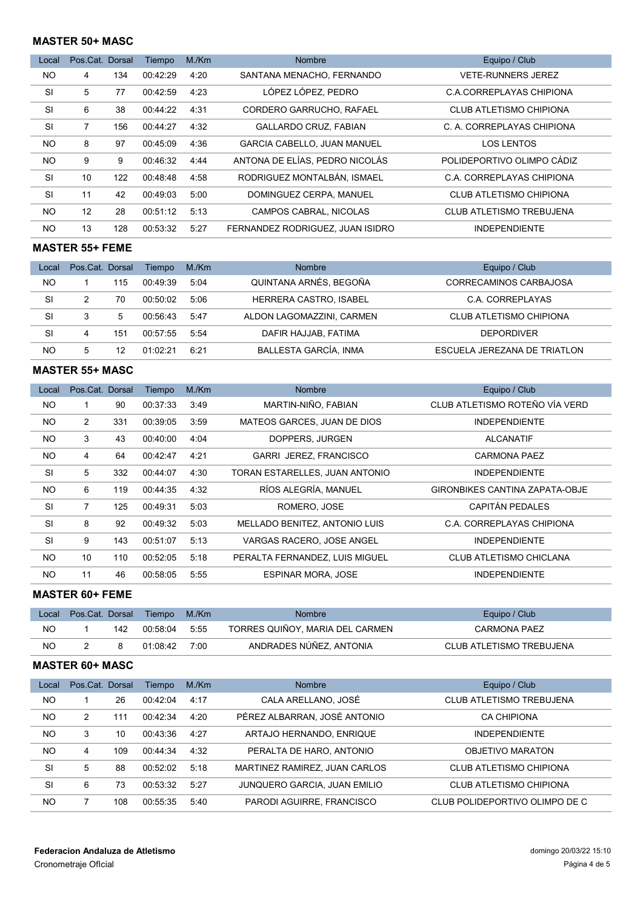### MASTER 50+ MASC

| Local | Pos.Cat. | Dorsal | Tiempo | M./Km | Nombre | Equipo / Club |
|---|---|---|---|---|---|---|
| NO | 4 | 134 | 00:42:29 | 4:20 | SANTANA MENACHO, FERNANDO | VETE-RUNNERS JEREZ |
| SI | 5 | 77 | 00:42:59 | 4:23 | LÓPEZ LÓPEZ, PEDRO | C.A.CORREPLAYAS CHIPIONA |
| SI | 6 | 38 | 00:44:22 | 4:31 | CORDERO GARRUCHO, RAFAEL | CLUB ATLETISMO CHIPIONA |
| SI | 7 | 156 | 00:44:27 | 4:32 | GALLARDO CRUZ, FABIAN | C. A. CORREPLAYAS CHIPIONA |
| NO | 8 | 97 | 00:45:09 | 4:36 | GARCIA CABELLO, JUAN MANUEL | LOS LENTOS |
| NO | 9 | 9 | 00:46:32 | 4:44 | ANTONA DE ELÍAS, PEDRO NICOLÁS | POLIDEPORTIVO OLIMPO CÁDIZ |
| SI | 10 | 122 | 00:48:48 | 4:58 | RODRIGUEZ MONTALBÁN, ISMAEL | C.A. CORREPLAYAS CHIPIONA |
| SI | 11 | 42 | 00:49:03 | 5:00 | DOMINGUEZ CERPA, MANUEL | CLUB ATLETISMO CHIPIONA |
| NO | 12 | 28 | 00:51:12 | 5:13 | CAMPOS CABRAL, NICOLAS | CLUB ATLETISMO TREBUJENA |
| NO | 13 | 128 | 00:53:32 | 5:27 | FERNANDEZ RODRIGUEZ, JUAN ISIDRO | INDEPENDIENTE |

### MASTER 55+ FEME

| Local | Pos.Cat. | Dorsal | Tiempo | M./Km | Nombre | Equipo / Club |
|---|---|---|---|---|---|---|
| NO | 1 | 115 | 00:49:39 | 5:04 | QUINTANA ARNÉS, BEGOÑA | CORRECAMINOS CARBAJOSA |
| SI | 2 | 70 | 00:50:02 | 5:06 | HERRERA CASTRO, ISABEL | C.A. CORREPLAYAS |
| SI | 3 | 5 | 00:56:43 | 5:47 | ALDON LAGOMAZZINI, CARMEN | CLUB ATLETISMO CHIPIONA |
| SI | 4 | 151 | 00:57:55 | 5:54 | DAFIR HAJJAB, FATIMA | DEPORDIVER |
| NO | 5 | 12 | 01:02:21 | 6:21 | BALLESTA GARCÍA, INMA | ESCUELA JEREZANA DE TRIATLON |

### MASTER 55+ MASC

| Local | Pos.Cat. | Dorsal | Tiempo | M./Km | Nombre | Equipo / Club |
|---|---|---|---|---|---|---|
| NO | 1 | 90 | 00:37:33 | 3:49 | MARTIN-NIÑO, FABIAN | CLUB ATLETISMO ROTEÑO VÍA VERD |
| NO | 2 | 331 | 00:39:05 | 3:59 | MATEOS GARCES, JUAN DE DIOS | INDEPENDIENTE |
| NO | 3 | 43 | 00:40:00 | 4:04 | DOPPERS, JURGEN | ALCANATIF |
| NO | 4 | 64 | 00:42:47 | 4:21 | GARRI JEREZ, FRANCISCO | CARMONA PAEZ |
| SI | 5 | 332 | 00:44:07 | 4:30 | TORAN ESTARELLES, JUAN ANTONIO | INDEPENDIENTE |
| NO | 6 | 119 | 00:44:35 | 4:32 | RÍOS ALEGRÍA, MANUEL | GIRONBIKES CANTINA ZAPATA-OBJE |
| SI | 7 | 125 | 00:49:31 | 5:03 | ROMERO, JOSE | CAPITÁN PEDALES |
| SI | 8 | 92 | 00:49:32 | 5:03 | MELLADO BENITEZ, ANTONIO LUIS | C.A. CORREPLAYAS CHIPIONA |
| SI | 9 | 143 | 00:51:07 | 5:13 | VARGAS RACERO, JOSE ANGEL | INDEPENDIENTE |
| NO | 10 | 110 | 00:52:05 | 5:18 | PERALTA FERNANDEZ, LUIS MIGUEL | CLUB ATLETISMO CHICLANA |
| NO | 11 | 46 | 00:58:05 | 5:55 | ESPINAR MORA, JOSE | INDEPENDIENTE |

### MASTER 60+ FEME

| Local | Pos.Cat. | Dorsal | Tiempo | M./Km | Nombre | Equipo / Club |
|---|---|---|---|---|---|---|
| NO | 1 | 142 | 00:58:04 | 5:55 | TORRES QUIÑOY, MARIA DEL CARMEN | CARMONA PAEZ |
| NO | 2 | 8 | 01:08:42 | 7:00 | ANDRADES NÚÑEZ, ANTONIA | CLUB ATLETISMO TREBUJENA |

### MASTER 60+ MASC

| Local | Pos.Cat. | Dorsal | Tiempo | M./Km | Nombre | Equipo / Club |
|---|---|---|---|---|---|---|
| NO | 1 | 26 | 00:42:04 | 4:17 | CALA ARELLANO, JOSÉ | CLUB ATLETISMO TREBUJENA |
| NO | 2 | 111 | 00:42:34 | 4:20 | PÉREZ ALBARRAN, JOSÉ ANTONIO | CA CHIPIONA |
| NO | 3 | 10 | 00:43:36 | 4:27 | ARTAJO HERNANDO, ENRIQUE | INDEPENDIENTE |
| NO | 4 | 109 | 00:44:34 | 4:32 | PERALTA DE HARO, ANTONIO | OBJETIVO MARATON |
| SI | 5 | 88 | 00:52:02 | 5:18 | MARTINEZ RAMIREZ, JUAN CARLOS | CLUB ATLETISMO CHIPIONA |
| SI | 6 | 73 | 00:53:32 | 5:27 | JUNQUERO GARCIA, JUAN EMILIO | CLUB ATLETISMO CHIPIONA |
| NO | 7 | 108 | 00:55:35 | 5:40 | PARODI AGUIRRE, FRANCISCO | CLUB POLIDEPORTIVO OLIMPO DE C |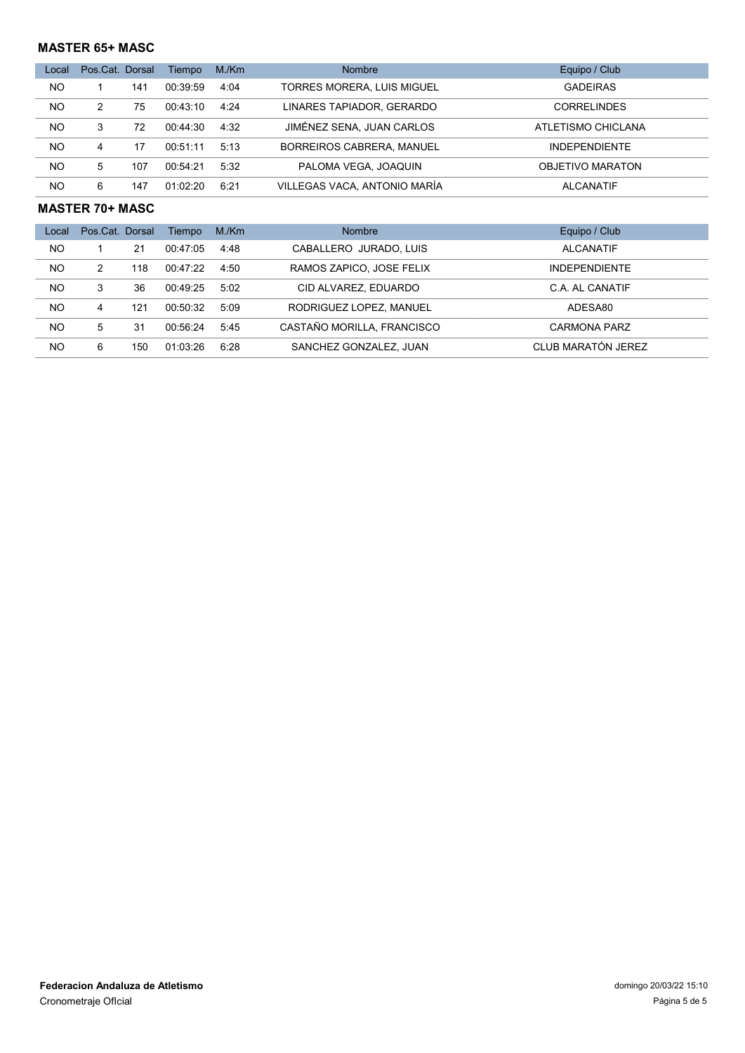### MASTER 65+ MASC

| Local | Pos.Cat. | Dorsal | Tiempo | M./Km | Nombre | Equipo / Club |
|---|---|---|---|---|---|---|
| NO | 1 | 141 | 00:39:59 | 4:04 | TORRES MORERA, LUIS MIGUEL | GADEIRAS |
| NO | 2 | 75 | 00:43:10 | 4:24 | LINARES TAPIADOR, GERARDO | CORRELINDES |
| NO | 3 | 72 | 00:44:30 | 4:32 | JIMÉNEZ SENA, JUAN CARLOS | ATLETISMO CHICLANA |
| NO | 4 | 17 | 00:51:11 | 5:13 | BORREIROS CABRERA, MANUEL | INDEPENDIENTE |
| NO | 5 | 107 | 00:54:21 | 5:32 | PALOMA VEGA, JOAQUIN | OBJETIVO MARATON |
| NO | 6 | 147 | 01:02:20 | 6:21 | VILLEGAS VACA, ANTONIO MARÍA | ALCANATIF |

### MASTER 70+ MASC

| Local | Pos.Cat. | Dorsal | Tiempo | M./Km | Nombre | Equipo / Club |
|---|---|---|---|---|---|---|
| NO | 1 | 21 | 00:47:05 | 4:48 | CABALLERO JURADO, LUIS | ALCANATIF |
| NO | 2 | 118 | 00:47:22 | 4:50 | RAMOS ZAPICO, JOSE FELIX | INDEPENDIENTE |
| NO | 3 | 36 | 00:49:25 | 5:02 | CID ALVAREZ, EDUARDO | C.A. AL CANATIF |
| NO | 4 | 121 | 00:50:32 | 5:09 | RODRIGUEZ LOPEZ, MANUEL | ADESA80 |
| NO | 5 | 31 | 00:56:24 | 5:45 | CASTAÑO MORILLA, FRANCISCO | CARMONA PARZ |
| NO | 6 | 150 | 01:03:26 | 6:28 | SANCHEZ GONZALEZ, JUAN | CLUB MARATÓN JEREZ |

**Federacion Andaluza de Atletismo**
Cronometraje OfIcial

domingo 20/03/22 15:10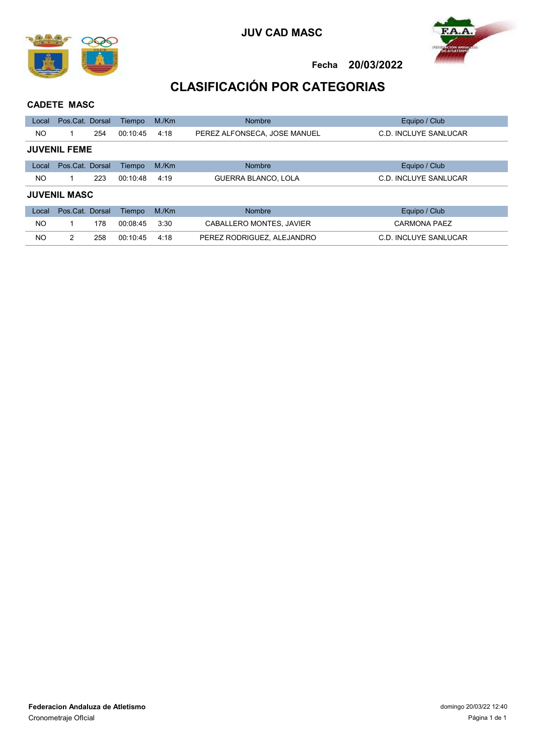JUV CAD MASC

Fecha 20/03/2022

# CLASIFICACIÓN POR CATEGORIAS

### CADETE MASC

| Local | Pos.Cat. | Dorsal | Tiempo | M./Km | Nombre | Equipo / Club |
|---|---|---|---|---|---|---|
| NO | 1 | 254 | 00:10:45 | 4:18 | PEREZ ALFONSECA, JOSE MANUEL | C.D. INCLUYE SANLUCAR |

### JUVENIL FEME

| Local | Pos.Cat. | Dorsal | Tiempo | M./Km | Nombre | Equipo / Club |
|---|---|---|---|---|---|---|
| NO | 1 | 223 | 00:10:48 | 4:19 | GUERRA BLANCO, LOLA | C.D. INCLUYE SANLUCAR |

### JUVENIL MASC

| Local | Pos.Cat. | Dorsal | Tiempo | M./Km | Nombre | Equipo / Club |
|---|---|---|---|---|---|---|
| NO | 1 | 178 | 00:08:45 | 3:30 | CABALLERO MONTES, JAVIER | CARMONA PAEZ |
| NO | 2 | 258 | 00:10:45 | 4:18 | PEREZ RODRIGUEZ, ALEJANDRO | C.D. INCLUYE SANLUCAR |

**Federacion Andaluza de Atletismo**
Cronometraje Oficial

domingo 20/03/22 12:40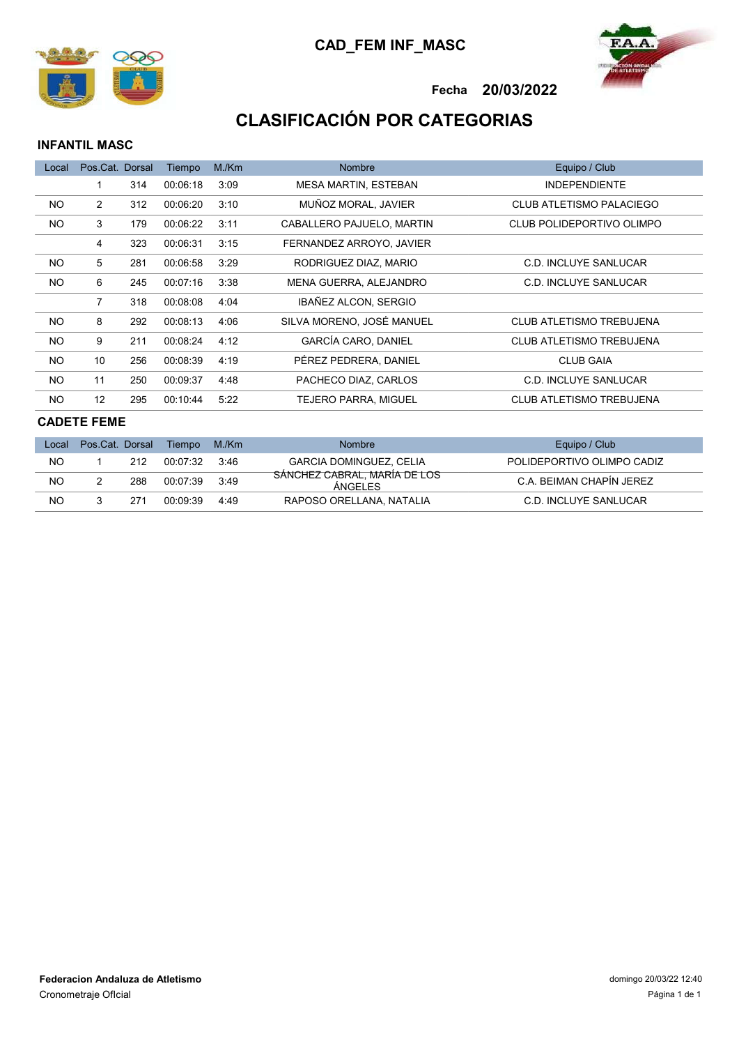# CAD_FEM INF_MASC

**Fecha 20/03/2022**

## CLASIFICACIÓN POR CATEGORIAS

### INFANTIL MASC

| Local | Pos.Cat. | Dorsal | Tiempo | M./Km | Nombre | Equipo / Club |
|---|---|---|---|---|---|---|
| | 1 | 314 | 00:06:18 | 3:09 | MESA MARTIN, ESTEBAN | INDEPENDIENTE |
| NO | 2 | 312 | 00:06:20 | 3:10 | MUÑOZ MORAL, JAVIER | CLUB ATLETISMO PALACIEGO |
| NO | 3 | 179 | 00:06:22 | 3:11 | CABALLERO PAJUELO, MARTIN | CLUB POLIDEPORTIVO OLIMPO |
| | 4 | 323 | 00:06:31 | 3:15 | FERNANDEZ ARROYO, JAVIER | |
| NO | 5 | 281 | 00:06:58 | 3:29 | RODRIGUEZ DIAZ, MARIO | C.D. INCLUYE SANLUCAR |
| NO | 6 | 245 | 00:07:16 | 3:38 | MENA GUERRA, ALEJANDRO | C.D. INCLUYE SANLUCAR |
| | 7 | 318 | 00:08:08 | 4:04 | IBAÑEZ ALCON, SERGIO | |
| NO | 8 | 292 | 00:08:13 | 4:06 | SILVA MORENO, JOSÉ MANUEL | CLUB ATLETISMO TREBUJENA |
| NO | 9 | 211 | 00:08:24 | 4:12 | GARCÍA CARO, DANIEL | CLUB ATLETISMO TREBUJENA |
| NO | 10 | 256 | 00:08:39 | 4:19 | PÉREZ PEDRERA, DANIEL | CLUB GAIA |
| NO | 11 | 250 | 00:09:37 | 4:48 | PACHECO DIAZ, CARLOS | C.D. INCLUYE SANLUCAR |
| NO | 12 | 295 | 00:10:44 | 5:22 | TEJERO PARRA, MIGUEL | CLUB ATLETISMO TREBUJENA |

### CADETE FEME

| Local | Pos.Cat. | Dorsal | Tiempo | M./Km | Nombre | Equipo / Club |
|---|---|---|---|---|---|---|
| NO | 1 | 212 | 00:07:32 | 3:46 | GARCIA DOMINGUEZ, CELIA | POLIDEPORTIVO OLIMPO CADIZ |
| NO | 2 | 288 | 00:07:39 | 3:49 | SÁNCHEZ CABRAL, MARÍA DE LOS ÁNGELES | C.A. BEIMAN CHAPÍN JEREZ |
| NO | 3 | 271 | 00:09:39 | 4:49 | RAPOSO ORELLANA, NATALIA | C.D. INCLUYE SANLUCAR |

**Federacion Andaluza de Atletismo**
Cronometraje OfIcial

domingo 20/03/22 12:40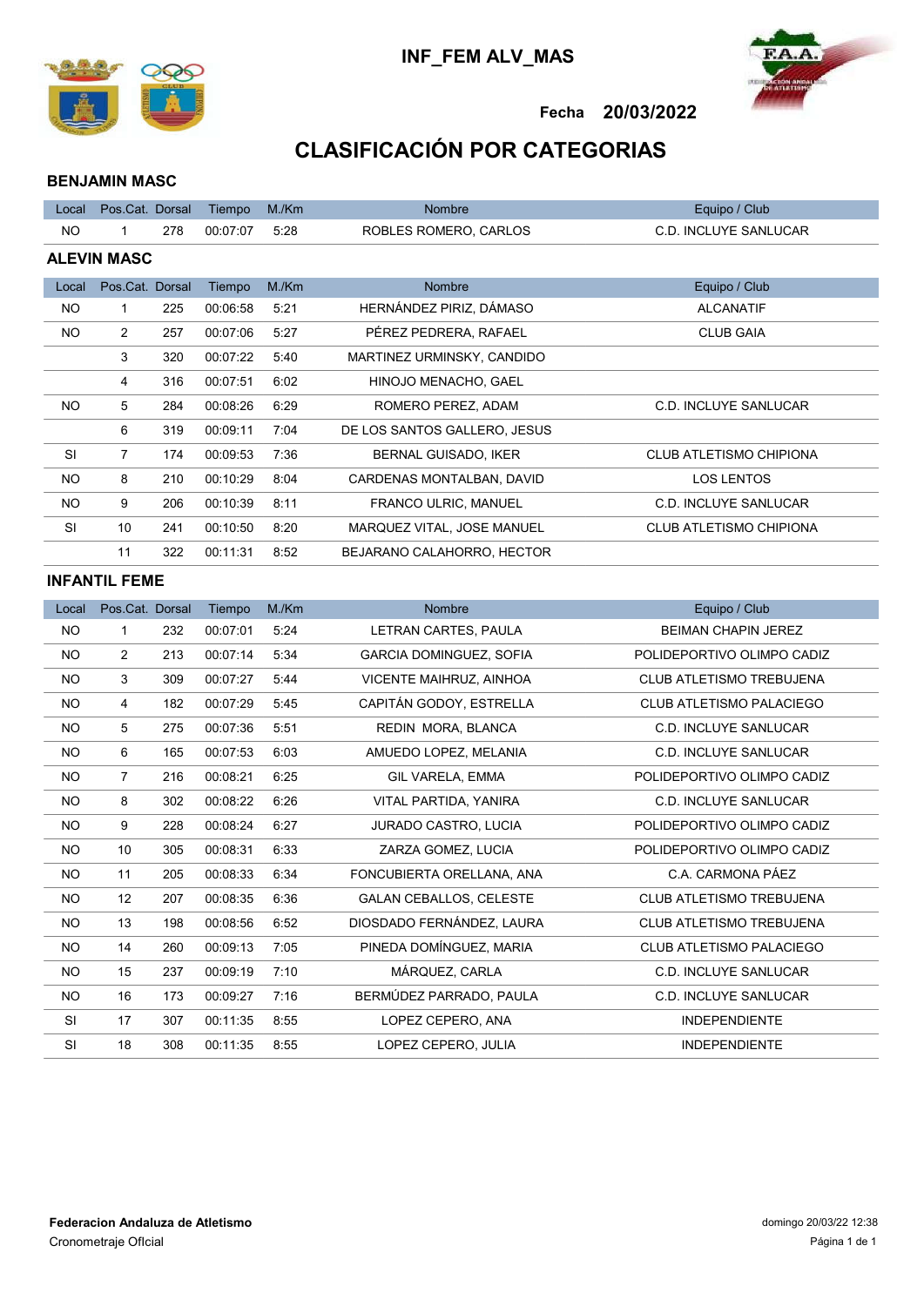# INF_FEM ALV_MAS

**Fecha 20/03/2022**

## CLASIFICACIÓN POR CATEGORIAS

### BENJAMIN MASC

| Local | Pos.Cat. | Dorsal | Tiempo | M./Km | Nombre | Equipo / Club |
|---|---|---|---|---|---|---|
| NO | 1 | 278 | 00:07:07 | 5:28 | ROBLES ROMERO, CARLOS | C.D. INCLUYE SANLUCAR |

### ALEVIN MASC

| Local | Pos.Cat. | Dorsal | Tiempo | M./Km | Nombre | Equipo / Club |
|---|---|---|---|---|---|---|
| NO | 1 | 225 | 00:06:58 | 5:21 | HERNÁNDEZ PIRIZ, DÁMASO | ALCANATIF |
| NO | 2 | 257 | 00:07:06 | 5:27 | PÉREZ PEDRERA, RAFAEL | CLUB GAIA |
| | 3 | 320 | 00:07:22 | 5:40 | MARTINEZ URMINSKY, CANDIDO | |
| | 4 | 316 | 00:07:51 | 6:02 | HINOJO MENACHO, GAEL | |
| NO | 5 | 284 | 00:08:26 | 6:29 | ROMERO PEREZ, ADAM | C.D. INCLUYE SANLUCAR |
| | 6 | 319 | 00:09:11 | 7:04 | DE LOS SANTOS GALLERO, JESUS | |
| SI | 7 | 174 | 00:09:53 | 7:36 | BERNAL GUISADO, IKER | CLUB ATLETISMO CHIPIONA |
| NO | 8 | 210 | 00:10:29 | 8:04 | CARDENAS MONTALBAN, DAVID | LOS LENTOS |
| NO | 9 | 206 | 00:10:39 | 8:11 | FRANCO ULRIC, MANUEL | C.D. INCLUYE SANLUCAR |
| SI | 10 | 241 | 00:10:50 | 8:20 | MARQUEZ VITAL, JOSE MANUEL | CLUB ATLETISMO CHIPIONA |
| | 11 | 322 | 00:11:31 | 8:52 | BEJARANO CALAHORRO, HECTOR | |

### INFANTIL FEME

| Local | Pos.Cat. | Dorsal | Tiempo | M./Km | Nombre | Equipo / Club |
|---|---|---|---|---|---|---|
| NO | 1 | 232 | 00:07:01 | 5:24 | LETRAN CARTES, PAULA | BEIMAN CHAPIN JEREZ |
| NO | 2 | 213 | 00:07:14 | 5:34 | GARCIA DOMINGUEZ, SOFIA | POLIDEPORTIVO OLIMPO CADIZ |
| NO | 3 | 309 | 00:07:27 | 5:44 | VICENTE MAIHRUZ, AINHOA | CLUB ATLETISMO TREBUJENA |
| NO | 4 | 182 | 00:07:29 | 5:45 | CAPITÁN GODOY, ESTRELLA | CLUB ATLETISMO PALACIEGO |
| NO | 5 | 275 | 00:07:36 | 5:51 | REDIN MORA, BLANCA | C.D. INCLUYE SANLUCAR |
| NO | 6 | 165 | 00:07:53 | 6:03 | AMUEDO LOPEZ, MELANIA | C.D. INCLUYE SANLUCAR |
| NO | 7 | 216 | 00:08:21 | 6:25 | GIL VARELA, EMMA | POLIDEPORTIVO OLIMPO CADIZ |
| NO | 8 | 302 | 00:08:22 | 6:26 | VITAL PARTIDA, YANIRA | C.D. INCLUYE SANLUCAR |
| NO | 9 | 228 | 00:08:24 | 6:27 | JURADO CASTRO, LUCIA | POLIDEPORTIVO OLIMPO CADIZ |
| NO | 10 | 305 | 00:08:31 | 6:33 | ZARZA GOMEZ, LUCIA | POLIDEPORTIVO OLIMPO CADIZ |
| NO | 11 | 205 | 00:08:33 | 6:34 | FONCUBIERTA ORELLANA, ANA | C.A. CARMONA PÁEZ |
| NO | 12 | 207 | 00:08:35 | 6:36 | GALAN CEBALLOS, CELESTE | CLUB ATLETISMO TREBUJENA |
| NO | 13 | 198 | 00:08:56 | 6:52 | DIOSDADO FERNÁNDEZ, LAURA | CLUB ATLETISMO TREBUJENA |
| NO | 14 | 260 | 00:09:13 | 7:05 | PINEDA DOMÍNGUEZ, MARIA | CLUB ATLETISMO PALACIEGO |
| NO | 15 | 237 | 00:09:19 | 7:10 | MÁRQUEZ, CARLA | C.D. INCLUYE SANLUCAR |
| NO | 16 | 173 | 00:09:27 | 7:16 | BERMÚDEZ PARRADO, PAULA | C.D. INCLUYE SANLUCAR |
| SI | 17 | 307 | 00:11:35 | 8:55 | LOPEZ CEPERO, ANA | INDEPENDIENTE |
| SI | 18 | 308 | 00:11:35 | 8:55 | LOPEZ CEPERO, JULIA | INDEPENDIENTE |

**Federacion Andaluza de Atletismo**
Cronometraje OfIcial

domingo 20/03/22 12:38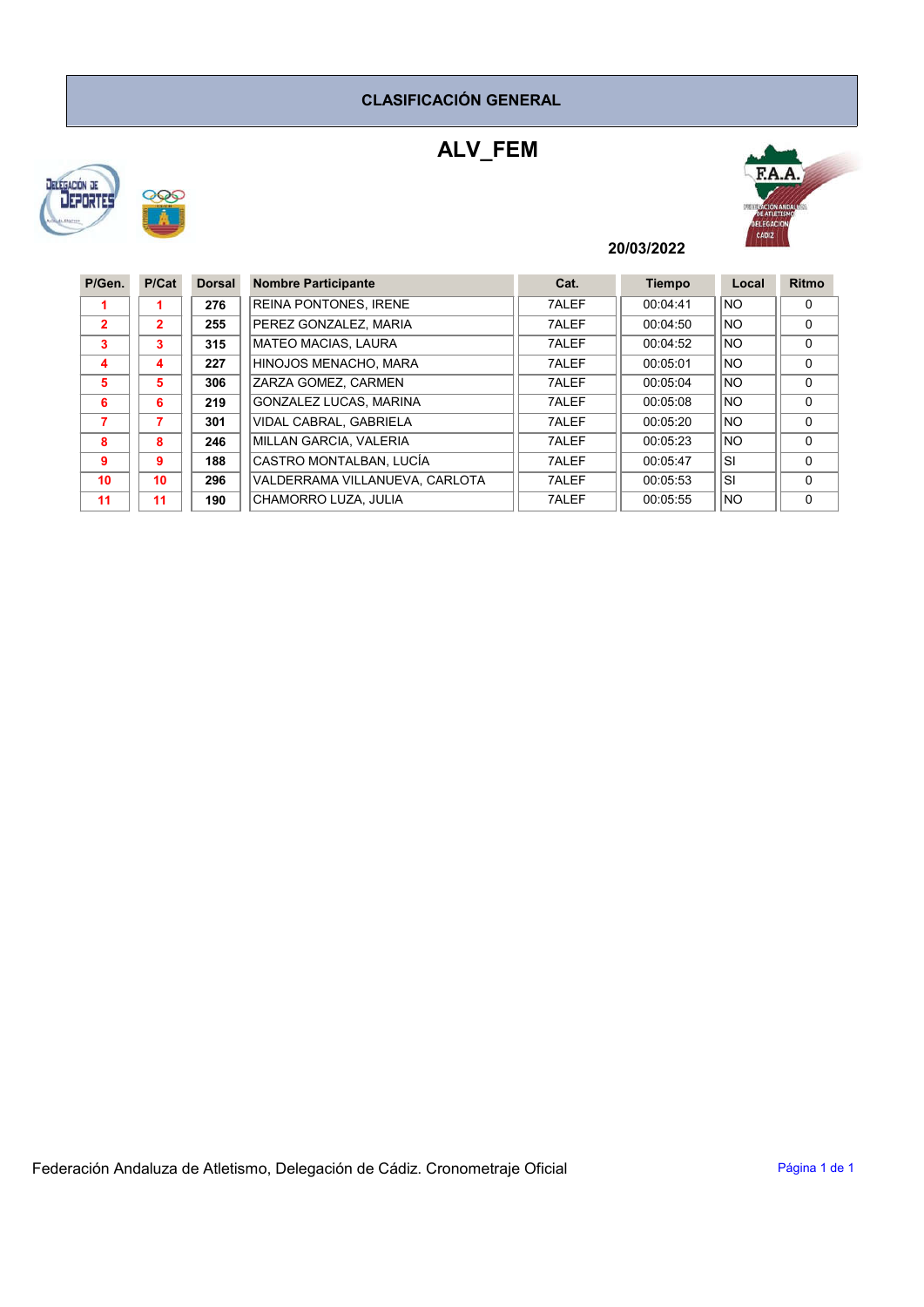# CLASIFICACIÓN GENERAL

## ALV_FEM

**20/03/2022**

| P/Gen. | P/Cat | Dorsal | Nombre Participante | Cat. | Tiempo | Local | Ritmo |
|---|---|---|---|---|---|---|---|
| 1 | 1 | 276 | REINA PONTONES, IRENE | 7ALEF | 00:04:41 | NO | 0 |
| 2 | 2 | 255 | PEREZ GONZALEZ, MARIA | 7ALEF | 00:04:50 | NO | 0 |
| 3 | 3 | 315 | MATEO MACIAS, LAURA | 7ALEF | 00:04:52 | NO | 0 |
| 4 | 4 | 227 | HINOJOS MENACHO, MARA | 7ALEF | 00:05:01 | NO | 0 |
| 5 | 5 | 306 | ZARZA GOMEZ, CARMEN | 7ALEF | 00:05:04 | NO | 0 |
| 6 | 6 | 219 | GONZALEZ LUCAS, MARINA | 7ALEF | 00:05:08 | NO | 0 |
| 7 | 7 | 301 | VIDAL CABRAL, GABRIELA | 7ALEF | 00:05:20 | NO | 0 |
| 8 | 8 | 246 | MILLAN GARCIA, VALERIA | 7ALEF | 00:05:23 | NO | 0 |
| 9 | 9 | 188 | CASTRO MONTALBAN, LUCÍA | 7ALEF | 00:05:47 | SI | 0 |
| 10 | 10 | 296 | VALDERRAMA VILLANUEVA, CARLOTA | 7ALEF | 00:05:53 | SI | 0 |
| 11 | 11 | 190 | CHAMORRO LUZA, JULIA | 7ALEF | 00:05:55 | NO | 0 |

Federación Andaluza de Atletismo, Delegación de Cádiz. Cronometraje Oficial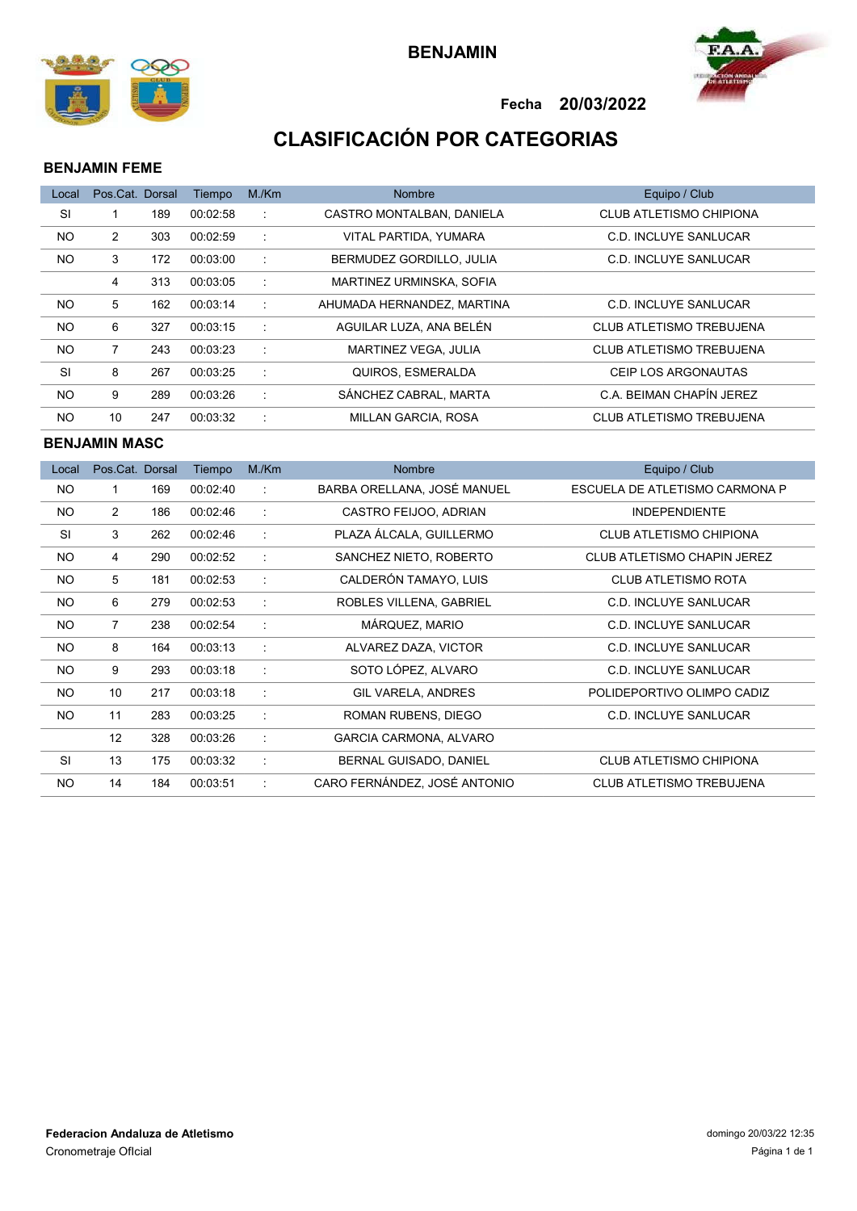# BENJAMIN

**Fecha 20/03/2022**

## CLASIFICACIÓN POR CATEGORIAS

### BENJAMIN FEME

| Local | Pos.Cat. | Dorsal | Tiempo | M./Km | Nombre | Equipo / Club |
|---|---|---|---|---|---|---|
| SI | 1 | 189 | 00:02:58 | : | CASTRO MONTALBAN, DANIELA | CLUB ATLETISMO CHIPIONA |
| NO | 2 | 303 | 00:02:59 | : | VITAL PARTIDA, YUMARA | C.D. INCLUYE SANLUCAR |
| NO | 3 | 172 | 00:03:00 | : | BERMUDEZ GORDILLO, JULIA | C.D. INCLUYE SANLUCAR |
| | 4 | 313 | 00:03:05 | : | MARTINEZ URMINSKA, SOFIA | |
| NO | 5 | 162 | 00:03:14 | : | AHUMADA HERNANDEZ, MARTINA | C.D. INCLUYE SANLUCAR |
| NO | 6 | 327 | 00:03:15 | : | AGUILAR LUZA, ANA BELÉN | CLUB ATLETISMO TREBUJENA |
| NO | 7 | 243 | 00:03:23 | : | MARTINEZ VEGA, JULIA | CLUB ATLETISMO TREBUJENA |
| SI | 8 | 267 | 00:03:25 | : | QUIROS, ESMERALDA | CEIP LOS ARGONAUTAS |
| NO | 9 | 289 | 00:03:26 | : | SÁNCHEZ CABRAL, MARTA | C.A. BEIMAN CHAPÍN JEREZ |
| NO | 10 | 247 | 00:03:32 | : | MILLAN GARCIA, ROSA | CLUB ATLETISMO TREBUJENA |

### BENJAMIN MASC

| Local | Pos.Cat. | Dorsal | Tiempo | M./Km | Nombre | Equipo / Club |
|---|---|---|---|---|---|---|
| NO | 1 | 169 | 00:02:40 | : | BARBA ORELLANA, JOSÉ MANUEL | ESCUELA DE ATLETISMO CARMONA P |
| NO | 2 | 186 | 00:02:46 | : | CASTRO FEIJOO, ADRIAN | INDEPENDIENTE |
| SI | 3 | 262 | 00:02:46 | : | PLAZA ÁLCALA, GUILLERMO | CLUB ATLETISMO CHIPIONA |
| NO | 4 | 290 | 00:02:52 | : | SANCHEZ NIETO, ROBERTO | CLUB ATLETISMO CHAPIN JEREZ |
| NO | 5 | 181 | 00:02:53 | : | CALDERÓN TAMAYO, LUIS | CLUB ATLETISMO ROTA |
| NO | 6 | 279 | 00:02:53 | : | ROBLES VILLENA, GABRIEL | C.D. INCLUYE SANLUCAR |
| NO | 7 | 238 | 00:02:54 | : | MÁRQUEZ, MARIO | C.D. INCLUYE SANLUCAR |
| NO | 8 | 164 | 00:03:13 | : | ALVAREZ DAZA, VICTOR | C.D. INCLUYE SANLUCAR |
| NO | 9 | 293 | 00:03:18 | : | SOTO LÓPEZ, ALVARO | C.D. INCLUYE SANLUCAR |
| NO | 10 | 217 | 00:03:18 | : | GIL VARELA, ANDRES | POLIDEPORTIVO OLIMPO CADIZ |
| NO | 11 | 283 | 00:03:25 | : | ROMAN RUBENS, DIEGO | C.D. INCLUYE SANLUCAR |
| | 12 | 328 | 00:03:26 | : | GARCIA CARMONA, ALVARO | |
| SI | 13 | 175 | 00:03:32 | : | BERNAL GUISADO, DANIEL | CLUB ATLETISMO CHIPIONA |
| NO | 14 | 184 | 00:03:51 | : | CARO FERNÁNDEZ, JOSÉ ANTONIO | CLUB ATLETISMO TREBUJENA |

**Federacion Andaluza de Atletismo**
Cronometraje OfIcial

domingo 20/03/22 12:35